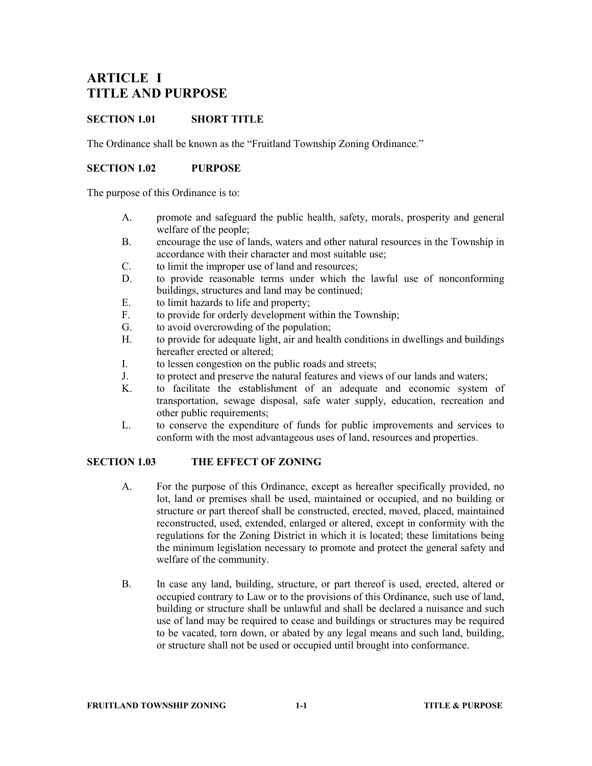# ARTICLE I
# TITLE AND PURPOSE

## SECTION 1.01 SHORT TITLE

The Ordinance shall be known as the "Fruitland Township Zoning Ordinance."

## SECTION 1.02 PURPOSE

The purpose of this Ordinance is to:

A. promote and safeguard the public health, safety, morals, prosperity and general welfare of the people;
B. encourage the use of lands, waters and other natural resources in the Township in accordance with their character and most suitable use;
C. to limit the improper use of land and resources;
D. to provide reasonable terms under which the lawful use of nonconforming buildings, structures and land may be continued;
E. to limit hazards to life and property;
F. to provide for orderly development within the Township;
G. to avoid overcrowding of the population;
H. to provide for adequate light, air and health conditions in dwellings and buildings hereafter erected or altered;
I. to lessen congestion on the public roads and streets;
J. to protect and preserve the natural features and views of our lands and waters;
K. to facilitate the establishment of an adequate and economic system of transportation, sewage disposal, safe water supply, education, recreation and other public requirements;
L. to conserve the expenditure of funds for public improvements and services to conform with the most advantageous uses of land, resources and properties.

## SECTION 1.03 THE EFFECT OF ZONING

A. For the purpose of this Ordinance, except as hereafter specifically provided, no lot, land or premises shall be used, maintained or occupied, and no building or structure or part thereof shall be constructed, erected, moved, placed, maintained reconstructed, used, extended, enlarged or altered, except in conformity with the regulations for the Zoning District in which it is located; these limitations being the minimum legislation necessary to promote and protect the general safety and welfare of the community.

B. In case any land, building, structure, or part thereof is used, erected, altered or occupied contrary to Law or to the provisions of this Ordinance, such use of land, building or structure shall be unlawful and shall be declared a nuisance and such use of land may be required to cease and buildings or structures may be required to be vacated, torn down, or abated by any legal means and such land, building, or structure shall not be used or occupied until brought into conformance.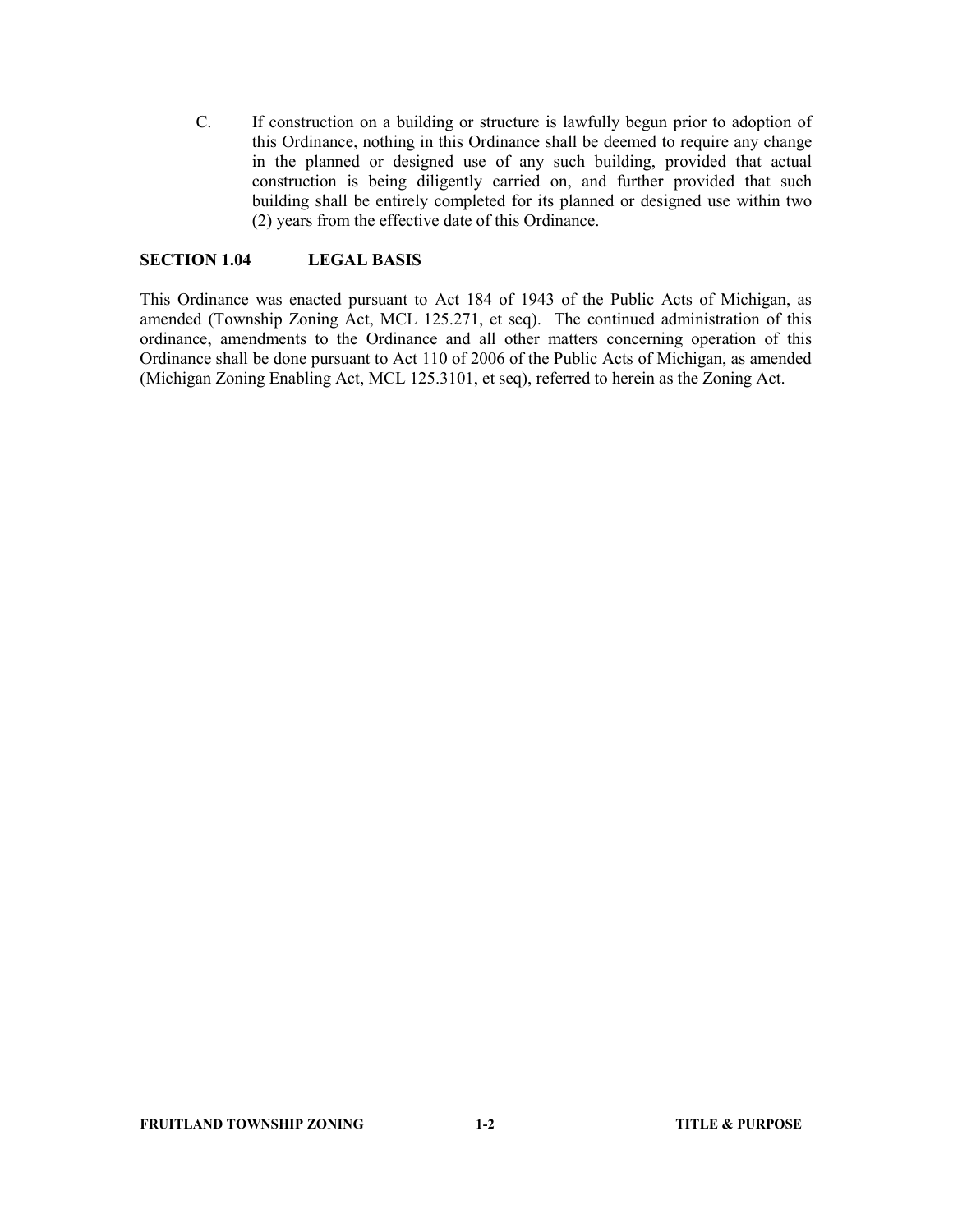C. If construction on a building or structure is lawfully begun prior to adoption of this Ordinance, nothing in this Ordinance shall be deemed to require any change in the planned or designed use of any such building, provided that actual construction is being diligently carried on, and further provided that such building shall be entirely completed for its planned or designed use within two (2) years from the effective date of this Ordinance.

## SECTION 1.04 LEGAL BASIS

This Ordinance was enacted pursuant to Act 184 of 1943 of the Public Acts of Michigan, as amended (Township Zoning Act, MCL 125.271, et seq). The continued administration of this ordinance, amendments to the Ordinance and all other matters concerning operation of this Ordinance shall be done pursuant to Act 110 of 2006 of the Public Acts of Michigan, as amended (Michigan Zoning Enabling Act, MCL 125.3101, et seq), referred to herein as the Zoning Act.